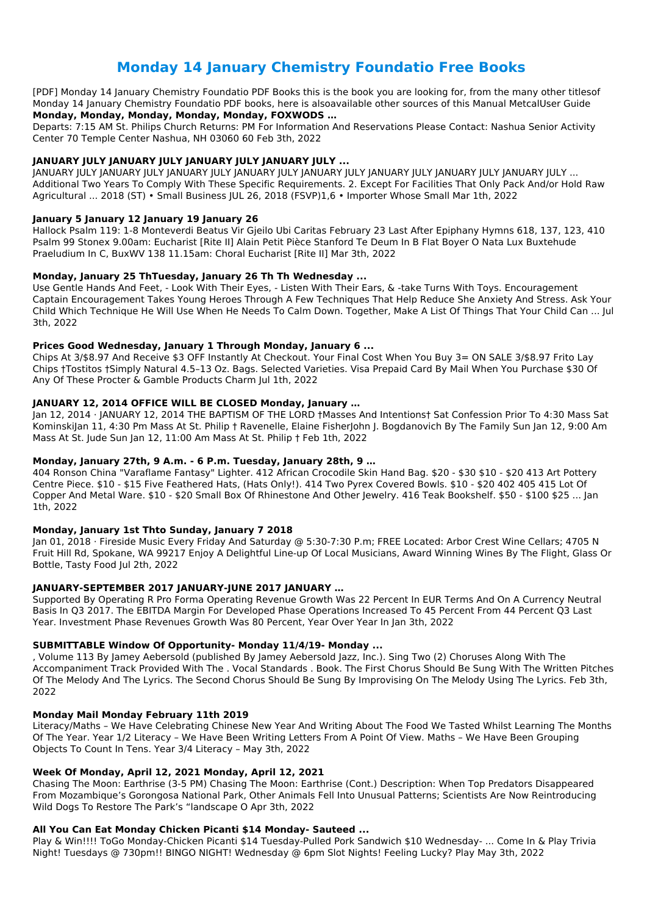# Monday 14 January Chemistry Foundatio Free Books

[PDF] Monday 14 January Chemistry Foundatio PDF Books this is the book you are looking for, from the many other titlesof Monday 14 January Chemistry Foundatio PDF books, here is alsoavailable other sources of this Manual MetcalUser Guide

**Monday, Monday, Monday, Monday, Monday, FOXWODS …**

Departs: 7:15 AM St. Philips Church Returns: PM For Information And Reservations Please Contact: Nashua Senior Activity Center 70 Temple Center Nashua, NH 03060 60 Feb 3th, 2022

**JANUARY JULY JANUARY JULY JANUARY JULY JANUARY JULY ...**

JANUARY JULY JANUARY JULY JANUARY JULY JANUARY JULY JANUARY JULY JANUARY JULY JANUARY JULY ... Additional Two Years To Comply With These Specific Requirements. 2. Except For Facilities That Only Pack And/or Hold Raw Agricultural ... 2018 (ST) • Small Business JUL 26, 2018 (FSVP)1,6 • Importer Whose Small Mar 1th, 2022

**January 5 January 12 January 19 January 26**

Hallock Psalm 119: 1-8 Monteverdi Beatus Vir Gjeilo Ubi Caritas February 23 Last After Epiphany Hymns 618, 137, 123, 410 Psalm 99 Stonex 9.00am: Eucharist [Rite II] Alain Petit Pièce Stanford Te Deum In B Flat Boyer O Nata Lux Buxtehude Praeludium In C, BuxWV 138 11.15am: Choral Eucharist [Rite II] Mar 3th, 2022

**Monday, January 25 ThTuesday, January 26 Th Th Wednesday ...**

Use Gentle Hands And Feet, - Look With Their Eyes, - Listen With Their Ears, & -take Turns With Toys. Encouragement Captain Encouragement Takes Young Heroes Through A Few Techniques That Help Reduce She Anxiety And Stress. Ask Your Child Which Technique He Will Use When He Needs To Calm Down. Together, Make A List Of Things That Your Child Can ... Jul 3th, 2022

**Prices Good Wednesday, January 1 Through Monday, January 6 ...**

Chips At 3/$8.97 And Receive $3 OFF Instantly At Checkout. Your Final Cost When You Buy 3= ON SALE 3/$8.97 Frito Lay Chips †Tostitos †Simply Natural 4.5–13 Oz. Bags. Selected Varieties. Visa Prepaid Card By Mail When You Purchase $30 Of Any Of These Procter & Gamble Products Charm Jul 1th, 2022

**JANUARY 12, 2014 OFFICE WILL BE CLOSED Monday, January …**

Jan 12, 2014 · JANUARY 12, 2014 THE BAPTISM OF THE LORD †Masses And Intentions† Sat Confession Prior To 4:30 Mass Sat KominskiJan 11, 4:30 Pm Mass At St. Philip † Ravenelle, Elaine FisherJohn J. Bogdanovich By The Family Sun Jan 12, 9:00 Am Mass At St. Jude Sun Jan 12, 11:00 Am Mass At St. Philip † Feb 1th, 2022

**Monday, January 27th, 9 A.m. - 6 P.m. Tuesday, January 28th, 9 …**

404 Ronson China "Varaflame Fantasy" Lighter. 412 African Crocodile Skin Hand Bag. $20 - $30 $10 - $20 413 Art Pottery Centre Piece. $10 - $15 Five Feathered Hats, (Hats Only!). 414 Two Pyrex Covered Bowls. $10 - $20 402 405 415 Lot Of Copper And Metal Ware. $10 - $20 Small Box Of Rhinestone And Other Jewelry. 416 Teak Bookshelf. $50 - $100 $25 ... Jan 1th, 2022

**Monday, January 1st Thto Sunday, January 7 2018**

Jan 01, 2018 · Fireside Music Every Friday And Saturday @ 5:30-7:30 P.m; FREE Located: Arbor Crest Wine Cellars; 4705 N Fruit Hill Rd, Spokane, WA 99217 Enjoy A Delightful Line-up Of Local Musicians, Award Winning Wines By The Flight, Glass Or Bottle, Tasty Food Jul 2th, 2022

**JANUARY-SEPTEMBER 2017 JANUARY-JUNE 2017 JANUARY …**

Supported By Operating R Pro Forma Operating Revenue Growth Was 22 Percent In EUR Terms And On A Currency Neutral Basis In Q3 2017. The EBITDA Margin For Developed Phase Operations Increased To 45 Percent From 44 Percent Q3 Last Year. Investment Phase Revenues Growth Was 80 Percent, Year Over Year In Jan 3th, 2022

**SUBMITTABLE Window Of Opportunity- Monday 11/4/19- Monday ...**

, Volume 113 By Jamey Aebersold (published By Jamey Aebersold Jazz, Inc.). Sing Two (2) Choruses Along With The Accompaniment Track Provided With The . Vocal Standards . Book. The First Chorus Should Be Sung With The Written Pitches Of The Melody And The Lyrics. The Second Chorus Should Be Sung By Improvising On The Melody Using The Lyrics. Feb 3th, 2022

**Monday Mail Monday February 11th 2019**

Literacy/Maths – We Have Celebrating Chinese New Year And Writing About The Food We Tasted Whilst Learning The Months Of The Year. Year 1/2 Literacy – We Have Been Writing Letters From A Point Of View. Maths – We Have Been Grouping Objects To Count In Tens. Year 3/4 Literacy – May 3th, 2022

**Week Of Monday, April 12, 2021 Monday, April 12, 2021**

Chasing The Moon: Earthrise (3-5 PM) Chasing The Moon: Earthrise (Cont.) Description: When Top Predators Disappeared From Mozambique's Gorongosa National Park, Other Animals Fell Into Unusual Patterns; Scientists Are Now Reintroducing Wild Dogs To Restore The Park's "landscape O Apr 3th, 2022

**All You Can Eat Monday Chicken Picanti $14 Monday- Sauteed ...**

Play & Win!!!! ToGo Monday-Chicken Picanti $14 Tuesday-Pulled Pork Sandwich $10 Wednesday- ... Come In & Play Trivia Night! Tuesdays @ 730pm!! BINGO NIGHT! Wednesday @ 6pm Slot Nights! Feeling Lucky? Play May 3th, 2022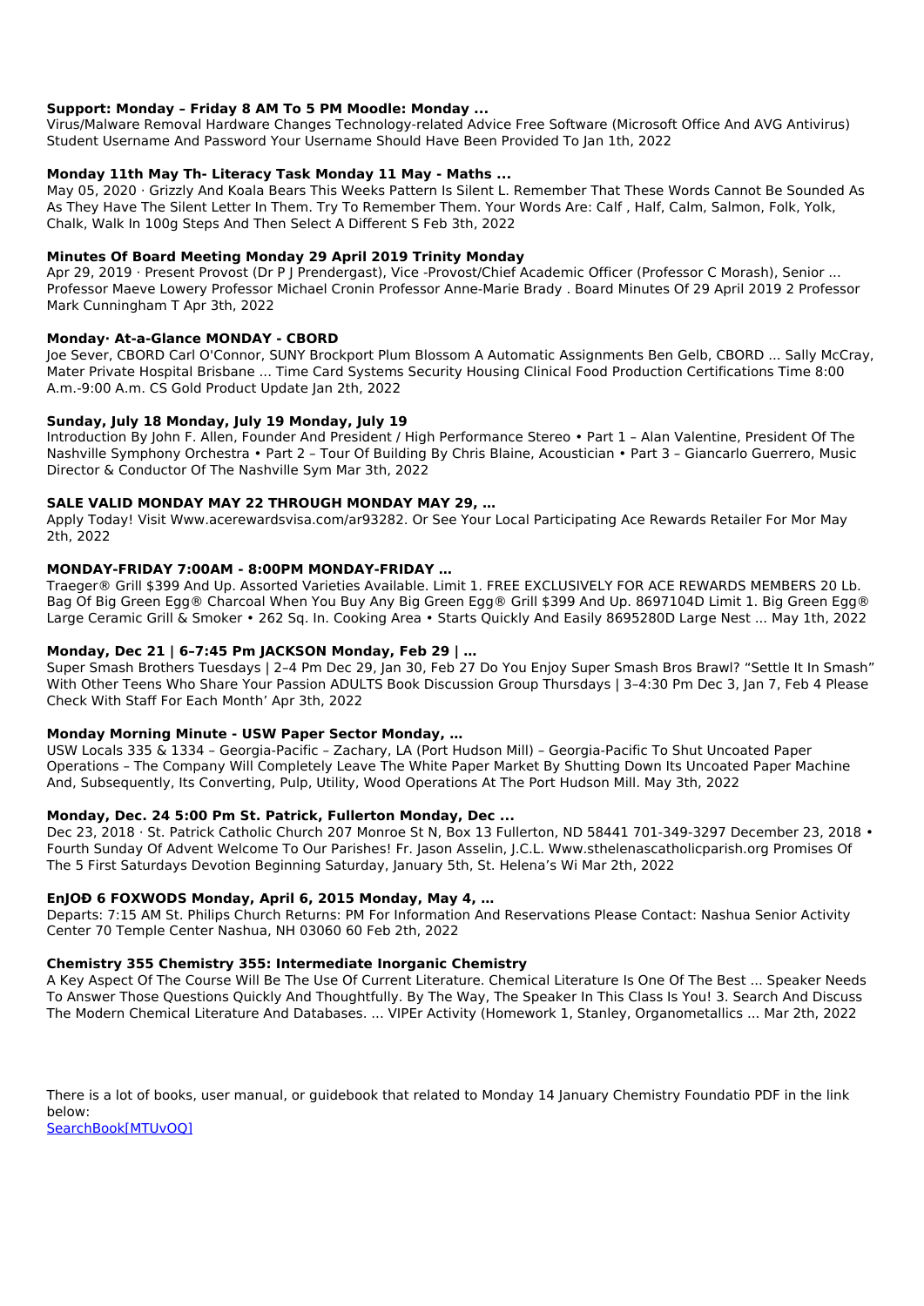**Support: Monday – Friday 8 AM To 5 PM Moodle: Monday ...**

Virus/Malware Removal Hardware Changes Technology-related Advice Free Software (Microsoft Office And AVG Antivirus) Student Username And Password Your Username Should Have Been Provided To Jan 1th, 2022

**Monday 11th May Th- Literacy Task Monday 11 May - Maths ...**

May 05, 2020 · Grizzly And Koala Bears This Weeks Pattern Is Silent L. Remember That These Words Cannot Be Sounded As As They Have The Silent Letter In Them. Try To Remember Them. Your Words Are: Calf , Half, Calm, Salmon, Folk, Yolk, Chalk, Walk In 100g Steps And Then Select A Different S Feb 3th, 2022

**Minutes Of Board Meeting Monday 29 April 2019 Trinity Monday**

Apr 29, 2019 · Present Provost (Dr P J Prendergast), Vice -Provost/Chief Academic Officer (Professor C Morash), Senior ... Professor Maeve Lowery Professor Michael Cronin Professor Anne-Marie Brady . Board Minutes Of 29 April 2019 2 Professor Mark Cunningham T Apr 3th, 2022

**Monday· At-a-Glance MONDAY - CBORD**

Joe Sever, CBORD Carl O'Connor, SUNY Brockport Plum Blossom A Automatic Assignments Ben Gelb, CBORD ... Sally McCray, Mater Private Hospital Brisbane ... Time Card Systems Security Housing Clinical Food Production Certifications Time 8:00 A.m.-9:00 A.m. CS Gold Product Update Jan 2th, 2022

**Sunday, July 18 Monday, July 19 Monday, July 19**

Introduction By John F. Allen, Founder And President / High Performance Stereo • Part 1 – Alan Valentine, President Of The Nashville Symphony Orchestra • Part 2 – Tour Of Building By Chris Blaine, Acoustician • Part 3 – Giancarlo Guerrero, Music Director & Conductor Of The Nashville Sym Mar 3th, 2022

**SALE VALID MONDAY MAY 22 THROUGH MONDAY MAY 29, …**

Apply Today! Visit Www.acerewardsvisa.com/ar93282. Or See Your Local Participating Ace Rewards Retailer For Mor May 2th, 2022

**MONDAY-FRIDAY 7:00AM - 8:00PM MONDAY-FRIDAY …**

Traeger® Grill $399 And Up. Assorted Varieties Available. Limit 1. FREE EXCLUSIVELY FOR ACE REWARDS MEMBERS 20 Lb. Bag Of Big Green Egg® Charcoal When You Buy Any Big Green Egg® Grill $399 And Up. 8697104D Limit 1. Big Green Egg® Large Ceramic Grill & Smoker • 262 Sq. In. Cooking Area • Starts Quickly And Easily 8695280D Large Nest ... May 1th, 2022

**Monday, Dec 21 | 6–7:45 Pm JACKSON Monday, Feb 29 | …**

Super Smash Brothers Tuesdays | 2–4 Pm Dec 29, Jan 30, Feb 27 Do You Enjoy Super Smash Bros Brawl? "Settle It In Smash" With Other Teens Who Share Your Passion ADULTS Book Discussion Group Thursdays | 3–4:30 Pm Dec 3, Jan 7, Feb 4 Please Check With Staff For Each Month' Apr 3th, 2022

**Monday Morning Minute - USW Paper Sector Monday, …**

USW Locals 335 & 1334 – Georgia-Pacific – Zachary, LA (Port Hudson Mill) – Georgia-Pacific To Shut Uncoated Paper Operations – The Company Will Completely Leave The White Paper Market By Shutting Down Its Uncoated Paper Machine And, Subsequently, Its Converting, Pulp, Utility, Wood Operations At The Port Hudson Mill. May 3th, 2022

**Monday, Dec. 24 5:00 Pm St. Patrick, Fullerton Monday, Dec ...**

Dec 23, 2018 · St. Patrick Catholic Church 207 Monroe St N, Box 13 Fullerton, ND 58441 701-349-3297 December 23, 2018 • Fourth Sunday Of Advent Welcome To Our Parishes! Fr. Jason Asselin, J.C.L. Www.sthelenascatholicparish.org Promises Of The 5 First Saturdays Devotion Beginning Saturday, January 5th, St. Helena's Wi Mar 2th, 2022

**EnJOÐ 6 FOXWODS Monday, April 6, 2015 Monday, May 4, …**

Departs: 7:15 AM St. Philips Church Returns: PM For Information And Reservations Please Contact: Nashua Senior Activity Center 70 Temple Center Nashua, NH 03060 60 Feb 2th, 2022

**Chemistry 355 Chemistry 355: Intermediate Inorganic Chemistry**

A Key Aspect Of The Course Will Be The Use Of Current Literature. Chemical Literature Is One Of The Best ... Speaker Needs To Answer Those Questions Quickly And Thoughtfully. By The Way, The Speaker In This Class Is You! 3. Search And Discuss The Modern Chemical Literature And Databases. ... VIPEr Activity (Homework 1, Stanley, Organometallics ... Mar 2th, 2022

There is a lot of books, user manual, or guidebook that related to Monday 14 January Chemistry Foundatio PDF in the link below:
SearchBook[MTUvOQ]